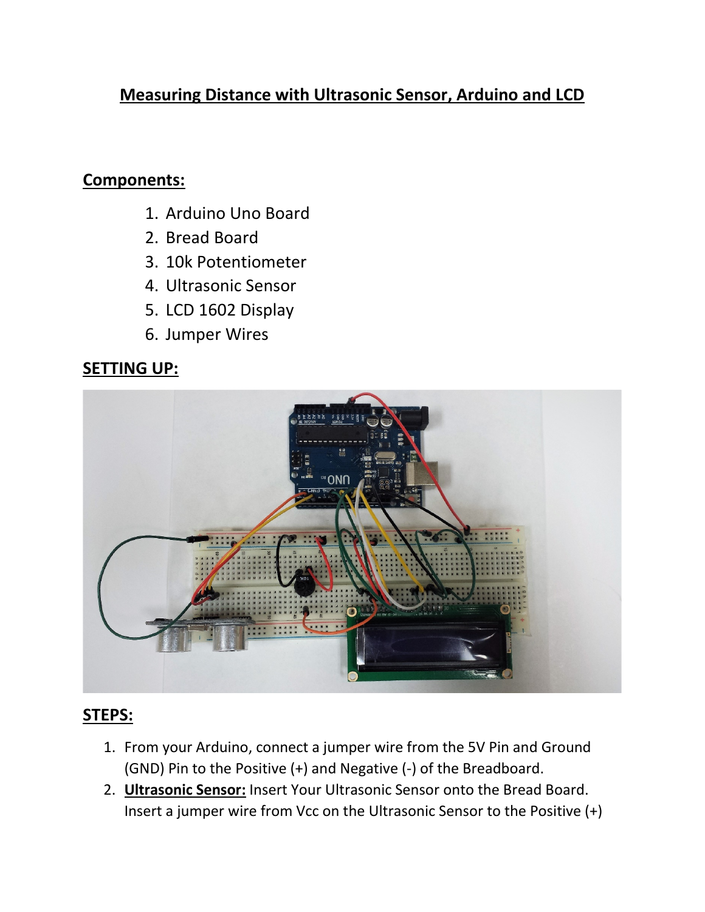# Measuring Distance with Ultrasonic Sensor, Arduino and LCD

## Components:

1. Arduino Uno Board
2. Bread Board
3. 10k Potentiometer
4. Ultrasonic Sensor
5. LCD 1602 Display
6. Jumper Wires

## SETTING UP:

## STEPS:

1. From your Arduino, connect a jumper wire from the 5V Pin and Ground (GND) Pin to the Positive (+) and Negative (-) of the Breadboard.
2. **Ultrasonic Sensor:** Insert Your Ultrasonic Sensor onto the Bread Board. Insert a jumper wire from Vcc on the Ultrasonic Sensor to the Positive (+)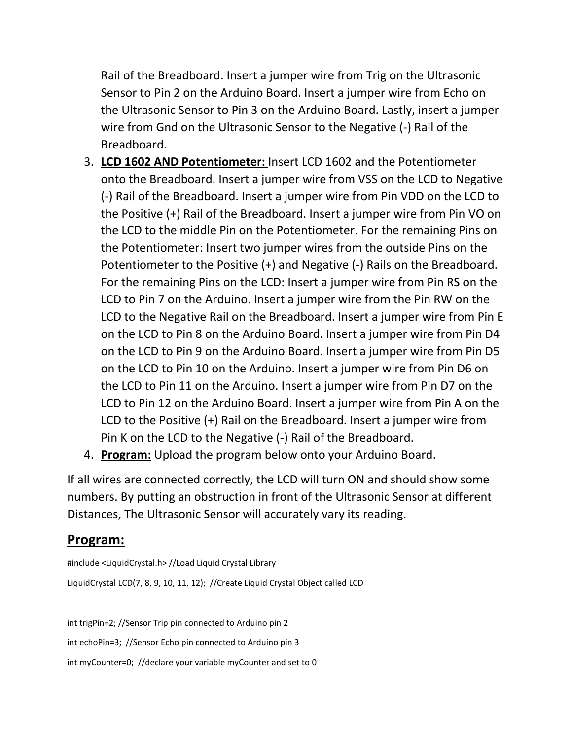Rail of the Breadboard. Insert a jumper wire from Trig on the Ultrasonic Sensor to Pin 2 on the Arduino Board. Insert a jumper wire from Echo on the Ultrasonic Sensor to Pin 3 on the Arduino Board. Lastly, insert a jumper wire from Gnd on the Ultrasonic Sensor to the Negative (-) Rail of the Breadboard.

3. **LCD 1602 AND Potentiometer:** Insert LCD 1602 and the Potentiometer onto the Breadboard. Insert a jumper wire from VSS on the LCD to Negative (-) Rail of the Breadboard. Insert a jumper wire from Pin VDD on the LCD to the Positive (+) Rail of the Breadboard. Insert a jumper wire from Pin VO on the LCD to the middle Pin on the Potentiometer. For the remaining Pins on the Potentiometer: Insert two jumper wires from the outside Pins on the Potentiometer to the Positive (+) and Negative (-) Rails on the Breadboard. For the remaining Pins on the LCD: Insert a jumper wire from Pin RS on the LCD to Pin 7 on the Arduino. Insert a jumper wire from the Pin RW on the LCD to the Negative Rail on the Breadboard. Insert a jumper wire from Pin E on the LCD to Pin 8 on the Arduino Board. Insert a jumper wire from Pin D4 on the LCD to Pin 9 on the Arduino Board. Insert a jumper wire from Pin D5 on the LCD to Pin 10 on the Arduino. Insert a jumper wire from Pin D6 on the LCD to Pin 11 on the Arduino. Insert a jumper wire from Pin D7 on the LCD to Pin 12 on the Arduino Board. Insert a jumper wire from Pin A on the LCD to the Positive (+) Rail on the Breadboard. Insert a jumper wire from Pin K on the LCD to the Negative (-) Rail of the Breadboard.
4. **Program:** Upload the program below onto your Arduino Board.

If all wires are connected correctly, the LCD will turn ON and should show some numbers. By putting an obstruction in front of the Ultrasonic Sensor at different Distances, The Ultrasonic Sensor will accurately vary its reading.

## Program:

```
#include <LiquidCrystal.h> //Load Liquid Crystal Library

LiquidCrystal LCD(7, 8, 9, 10, 11, 12);  //Create Liquid Crystal Object called LCD


int trigPin=2; //Sensor Trip pin connected to Arduino pin 2

int echoPin=3;  //Sensor Echo pin connected to Arduino pin 3

int myCounter=0;  //declare your variable myCounter and set to 0
```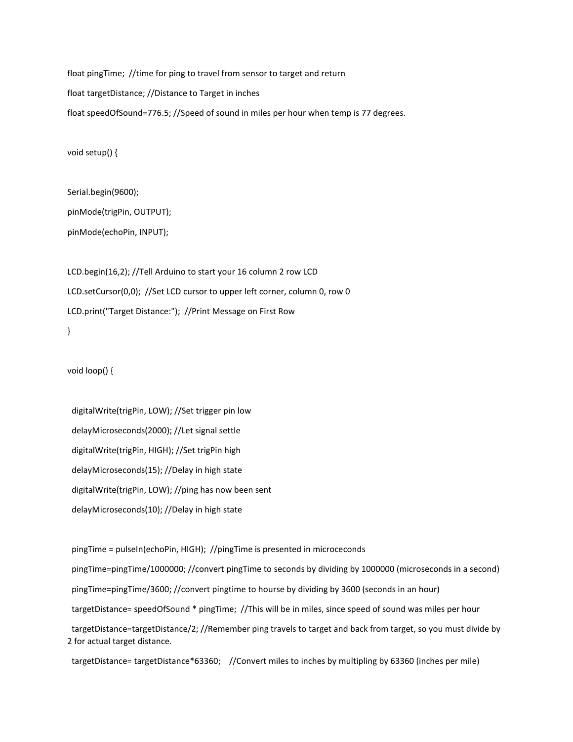```
float pingTime;  //time for ping to travel from sensor to target and return

float targetDistance; //Distance to Target in inches

float speedOfSound=776.5; //Speed of sound in miles per hour when temp is 77 degrees.


void setup() {


Serial.begin(9600);

pinMode(trigPin, OUTPUT);

pinMode(echoPin, INPUT);


LCD.begin(16,2); //Tell Arduino to start your 16 column 2 row LCD

LCD.setCursor(0,0);  //Set LCD cursor to upper left corner, column 0, row 0

LCD.print("Target Distance:");  //Print Message on First Row

}


void loop() {


  digitalWrite(trigPin, LOW); //Set trigger pin low

  delayMicroseconds(2000); //Let signal settle

  digitalWrite(trigPin, HIGH); //Set trigPin high

  delayMicroseconds(15); //Delay in high state

  digitalWrite(trigPin, LOW); //ping has now been sent

  delayMicroseconds(10); //Delay in high state


  pingTime = pulseIn(echoPin, HIGH);  //pingTime is presented in microceconds

  pingTime=pingTime/1000000; //convert pingTime to seconds by dividing by 1000000 (microseconds in a second)

  pingTime=pingTime/3600; //convert pingtime to hourse by dividing by 3600 (seconds in an hour)

  targetDistance= speedOfSound * pingTime;  //This will be in miles, since speed of sound was miles per hour

  targetDistance=targetDistance/2; //Remember ping travels to target and back from target, so you must divide by 2 for actual target distance.

  targetDistance= targetDistance*63360;    //Convert miles to inches by multipling by 63360 (inches per mile)
```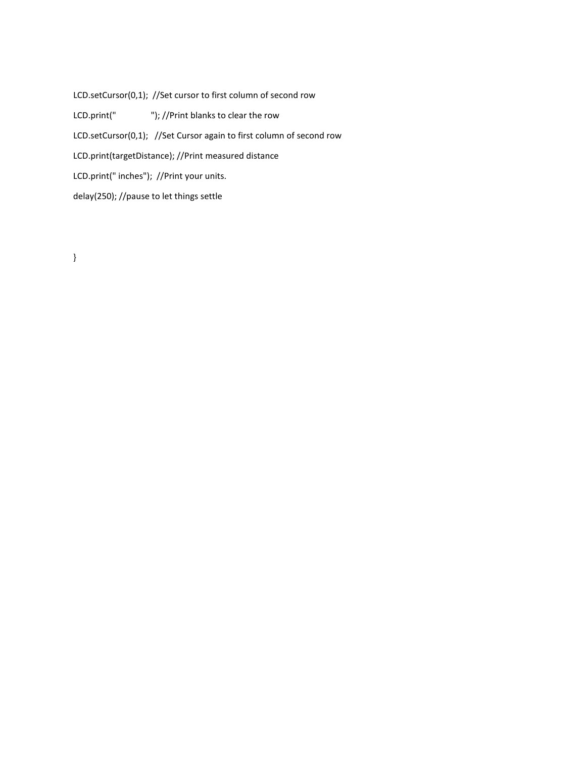```
LCD.setCursor(0,1);  //Set cursor to first column of second row

LCD.print("              "); //Print blanks to clear the row

LCD.setCursor(0,1);   //Set Cursor again to first column of second row

LCD.print(targetDistance); //Print measured distance

LCD.print(" inches");  //Print your units.

delay(250); //pause to let things settle



}
```